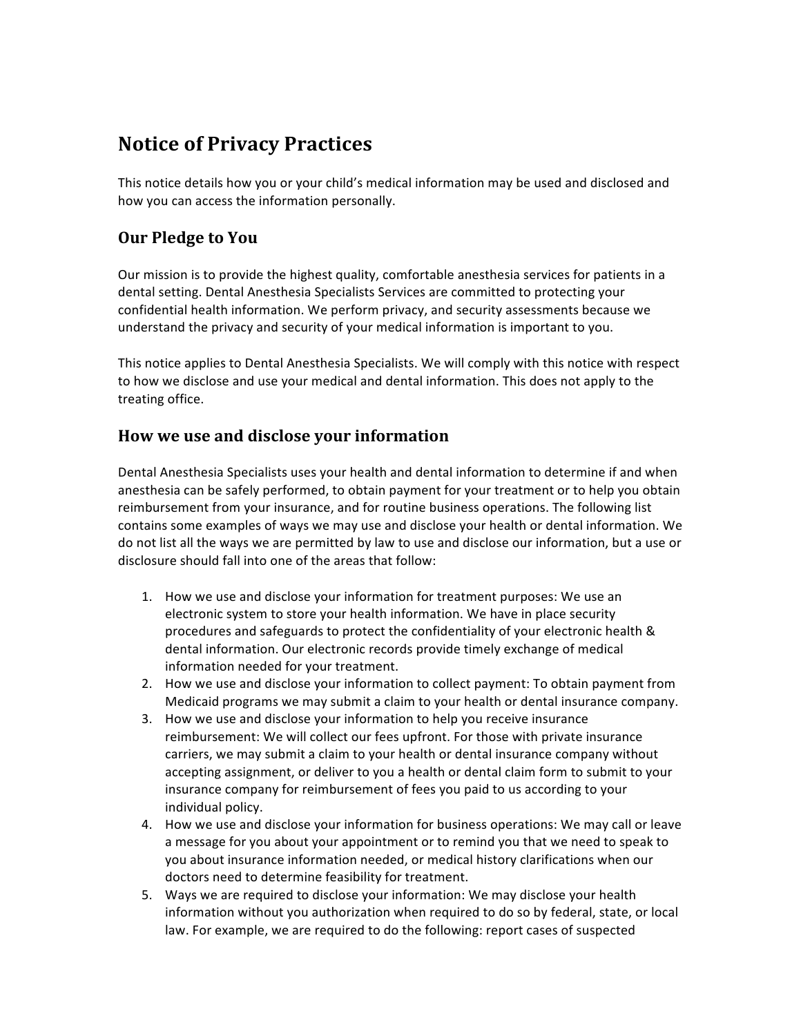# Notice of Privacy Practices

This notice details how you or your child's medical information may be used and disclosed and how you can access the information personally.

## Our Pledge to You

Our mission is to provide the highest quality, comfortable anesthesia services for patients in a dental setting. Dental Anesthesia Specialists Services are committed to protecting your confidential health information. We perform privacy, and security assessments because we understand the privacy and security of your medical information is important to you.

This notice applies to Dental Anesthesia Specialists. We will comply with this notice with respect to how we disclose and use your medical and dental information. This does not apply to the treating office.

## How we use and disclose your information

Dental Anesthesia Specialists uses your health and dental information to determine if and when anesthesia can be safely performed, to obtain payment for your treatment or to help you obtain reimbursement from your insurance, and for routine business operations. The following list contains some examples of ways we may use and disclose your health or dental information. We do not list all the ways we are permitted by law to use and disclose our information, but a use or disclosure should fall into one of the areas that follow:

1. How we use and disclose your information for treatment purposes: We use an electronic system to store your health information. We have in place security procedures and safeguards to protect the confidentiality of your electronic health & dental information. Our electronic records provide timely exchange of medical information needed for your treatment.
2. How we use and disclose your information to collect payment: To obtain payment from Medicaid programs we may submit a claim to your health or dental insurance company.
3. How we use and disclose your information to help you receive insurance reimbursement: We will collect our fees upfront. For those with private insurance carriers, we may submit a claim to your health or dental insurance company without accepting assignment, or deliver to you a health or dental claim form to submit to your insurance company for reimbursement of fees you paid to us according to your individual policy.
4. How we use and disclose your information for business operations: We may call or leave a message for you about your appointment or to remind you that we need to speak to you about insurance information needed, or medical history clarifications when our doctors need to determine feasibility for treatment.
5. Ways we are required to disclose your information: We may disclose your health information without you authorization when required to do so by federal, state, or local law. For example, we are required to do the following: report cases of suspected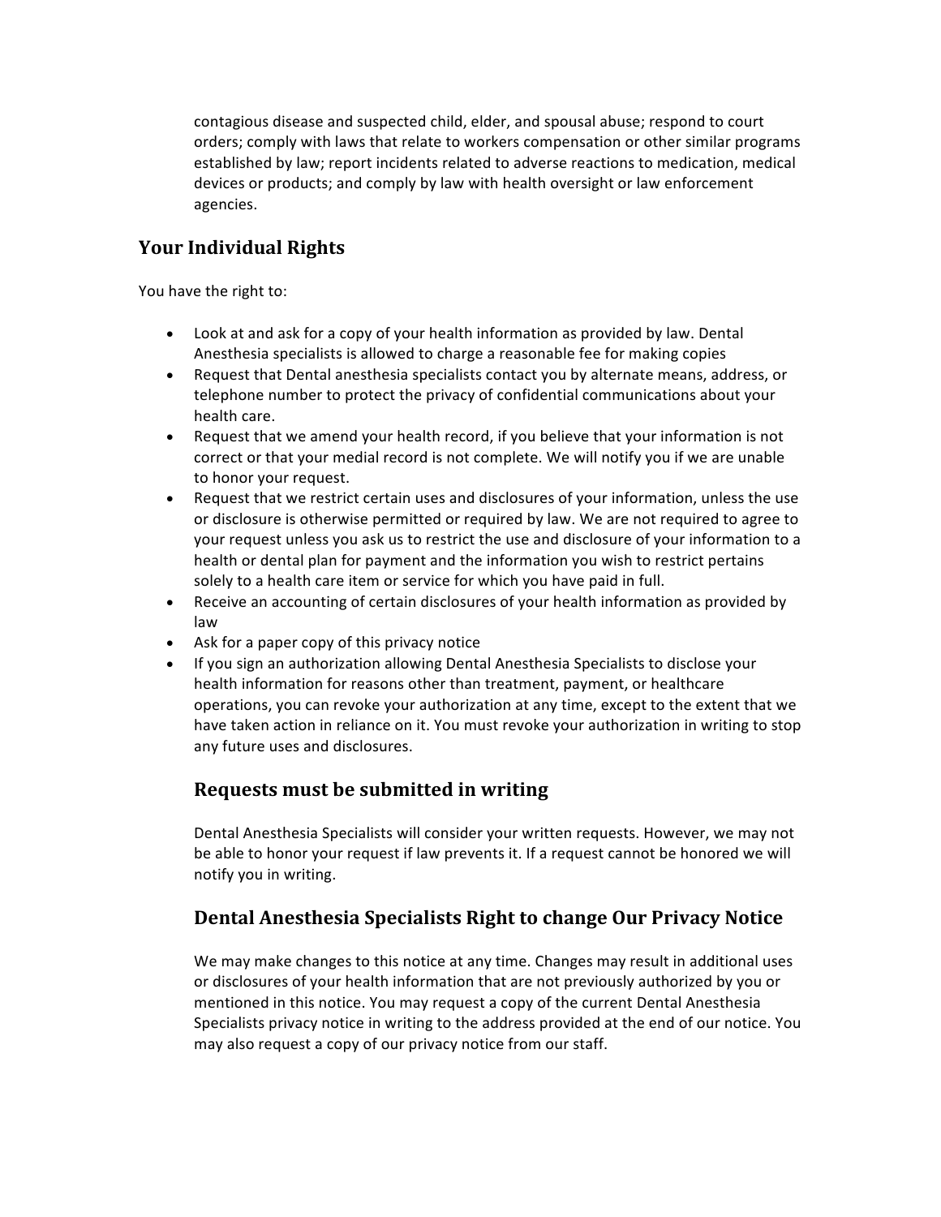contagious disease and suspected child, elder, and spousal abuse; respond to court orders; comply with laws that relate to workers compensation or other similar programs established by law; report incidents related to adverse reactions to medication, medical devices or products; and comply by law with health oversight or law enforcement agencies.

## Your Individual Rights

You have the right to:

- Look at and ask for a copy of your health information as provided by law. Dental Anesthesia specialists is allowed to charge a reasonable fee for making copies
- Request that Dental anesthesia specialists contact you by alternate means, address, or telephone number to protect the privacy of confidential communications about your health care.
- Request that we amend your health record, if you believe that your information is not correct or that your medial record is not complete. We will notify you if we are unable to honor your request.
- Request that we restrict certain uses and disclosures of your information, unless the use or disclosure is otherwise permitted or required by law. We are not required to agree to your request unless you ask us to restrict the use and disclosure of your information to a health or dental plan for payment and the information you wish to restrict pertains solely to a health care item or service for which you have paid in full.
- Receive an accounting of certain disclosures of your health information as provided by law
- Ask for a paper copy of this privacy notice
- If you sign an authorization allowing Dental Anesthesia Specialists to disclose your health information for reasons other than treatment, payment, or healthcare operations, you can revoke your authorization at any time, except to the extent that we have taken action in reliance on it. You must revoke your authorization in writing to stop any future uses and disclosures.

### Requests must be submitted in writing

Dental Anesthesia Specialists will consider your written requests. However, we may not be able to honor your request if law prevents it. If a request cannot be honored we will notify you in writing.

### Dental Anesthesia Specialists Right to change Our Privacy Notice

We may make changes to this notice at any time. Changes may result in additional uses or disclosures of your health information that are not previously authorized by you or mentioned in this notice. You may request a copy of the current Dental Anesthesia Specialists privacy notice in writing to the address provided at the end of our notice. You may also request a copy of our privacy notice from our staff.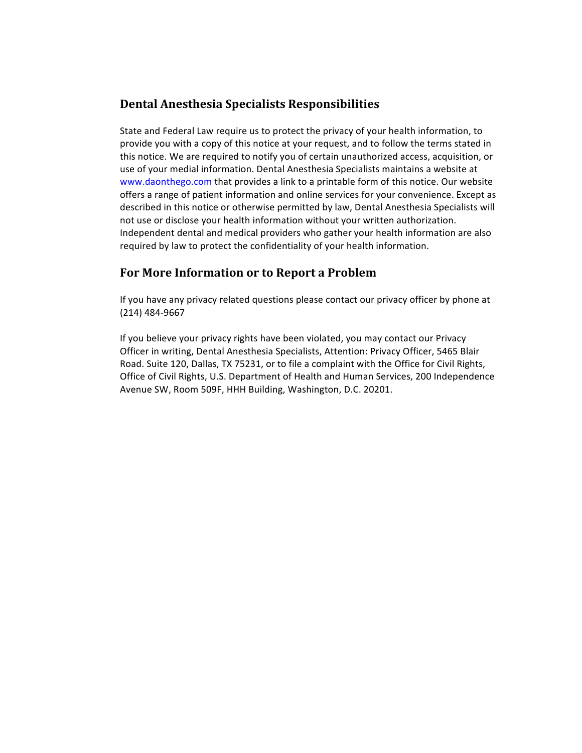## Dental Anesthesia Specialists Responsibilities

State and Federal Law require us to protect the privacy of your health information, to provide you with a copy of this notice at your request, and to follow the terms stated in this notice. We are required to notify you of certain unauthorized access, acquisition, or use of your medial information. Dental Anesthesia Specialists maintains a website at [www.daonthego.com](http://www.daonthego.com) that provides a link to a printable form of this notice. Our website offers a range of patient information and online services for your convenience. Except as described in this notice or otherwise permitted by law, Dental Anesthesia Specialists will not use or disclose your health information without your written authorization. Independent dental and medical providers who gather your health information are also required by law to protect the confidentiality of your health information.

## For More Information or to Report a Problem

If you have any privacy related questions please contact our privacy officer by phone at (214) 484-9667

If you believe your privacy rights have been violated, you may contact our Privacy Officer in writing, Dental Anesthesia Specialists, Attention: Privacy Officer, 5465 Blair Road. Suite 120, Dallas, TX 75231, or to file a complaint with the Office for Civil Rights, Office of Civil Rights, U.S. Department of Health and Human Services, 200 Independence Avenue SW, Room 509F, HHH Building, Washington, D.C. 20201.